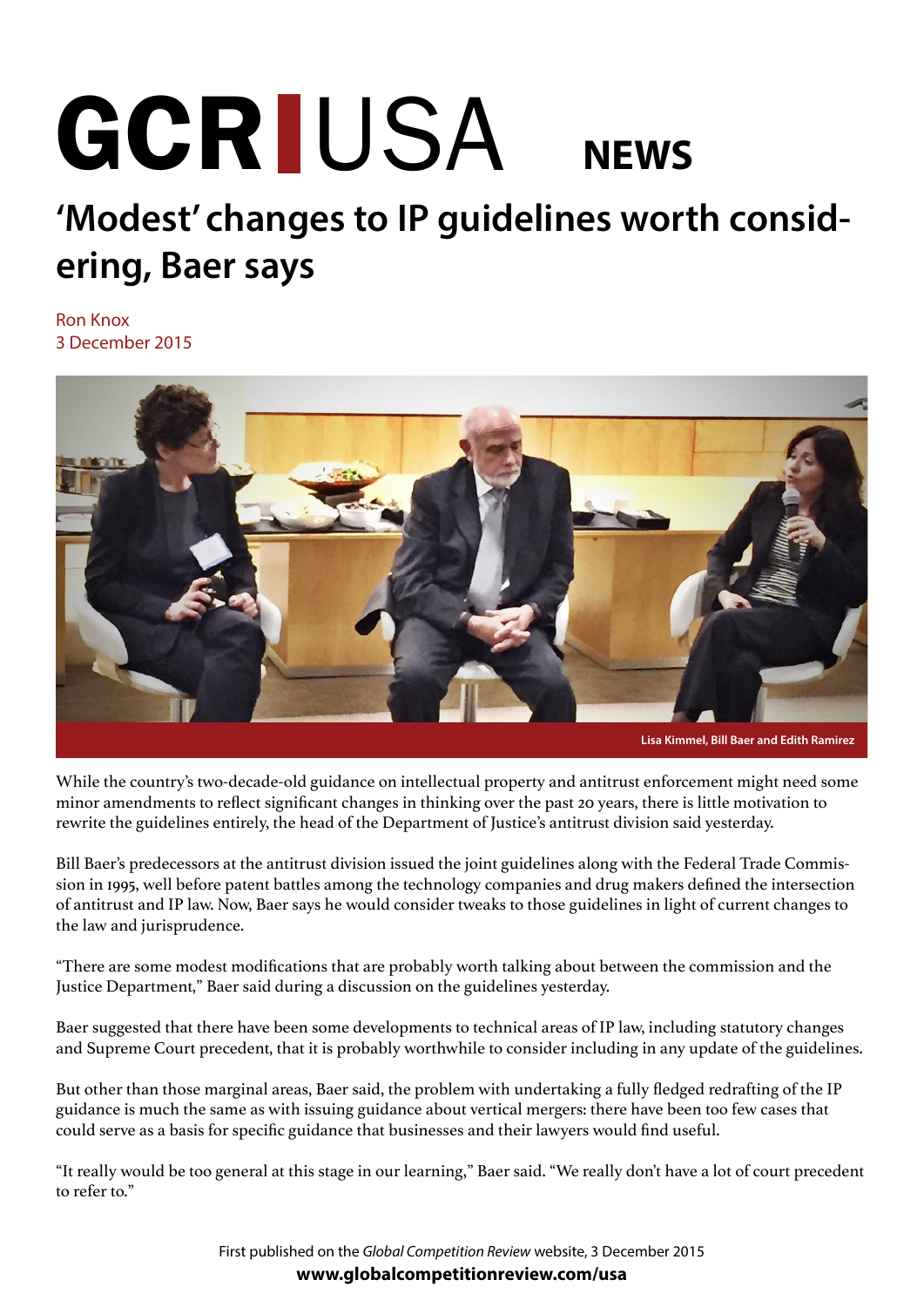# GCR | USA NEWS

## 'Modest' changes to IP guidelines worth considering, Baer says

Ron Knox
3 December 2015

Lisa Kimmel, Bill Baer and Edith Ramirez

While the country's two-decade-old guidance on intellectual property and antitrust enforcement might need some minor amendments to reflect significant changes in thinking over the past 20 years, there is little motivation to rewrite the guidelines entirely, the head of the Department of Justice's antitrust division said yesterday.

Bill Baer's predecessors at the antitrust division issued the joint guidelines along with the Federal Trade Commission in 1995, well before patent battles among the technology companies and drug makers defined the intersection of antitrust and IP law. Now, Baer says he would consider tweaks to those guidelines in light of current changes to the law and jurisprudence.

"There are some modest modifications that are probably worth talking about between the commission and the Justice Department," Baer said during a discussion on the guidelines yesterday.

Baer suggested that there have been some developments to technical areas of IP law, including statutory changes and Supreme Court precedent, that it is probably worthwhile to consider including in any update of the guidelines.

But other than those marginal areas, Baer said, the problem with undertaking a fully fledged redrafting of the IP guidance is much the same as with issuing guidance about vertical mergers: there have been too few cases that could serve as a basis for specific guidance that businesses and their lawyers would find useful.

"It really would be too general at this stage in our learning," Baer said. "We really don't have a lot of court precedent to refer to."

First published on the *Global Competition Review* website, 3 December 2015
**www.globalcompetitionreview.com/usa**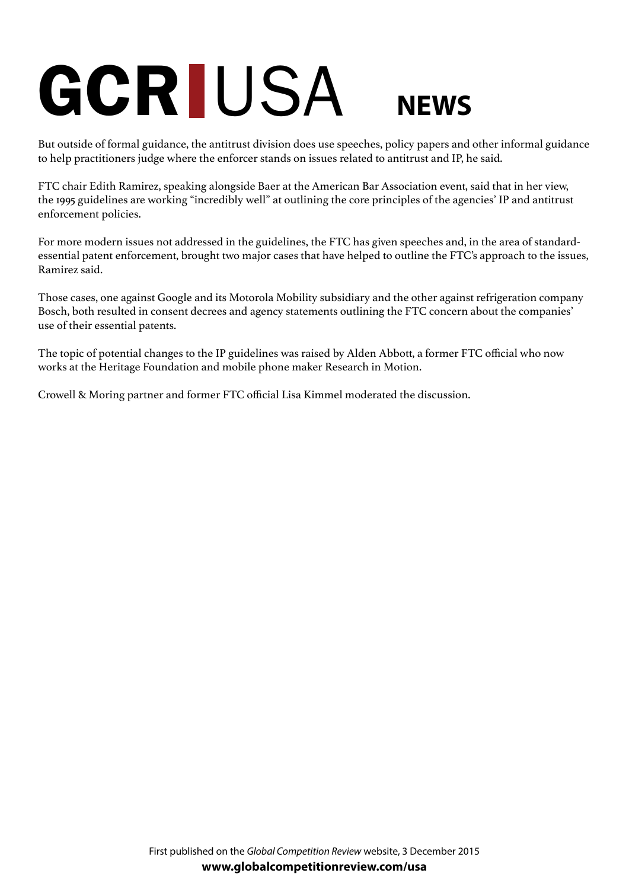But outside of formal guidance, the antitrust division does use speeches, policy papers and other informal guidance to help practitioners judge where the enforcer stands on issues related to antitrust and IP, he said.

FTC chair Edith Ramirez, speaking alongside Baer at the American Bar Association event, said that in her view, the 1995 guidelines are working "incredibly well" at outlining the core principles of the agencies' IP and antitrust enforcement policies.

For more modern issues not addressed in the guidelines, the FTC has given speeches and, in the area of standard-essential patent enforcement, brought two major cases that have helped to outline the FTC's approach to the issues, Ramirez said.

Those cases, one against Google and its Motorola Mobility subsidiary and the other against refrigeration company Bosch, both resulted in consent decrees and agency statements outlining the FTC concern about the companies' use of their essential patents.

The topic of potential changes to the IP guidelines was raised by Alden Abbott, a former FTC official who now works at the Heritage Foundation and mobile phone maker Research in Motion.

Crowell & Moring partner and former FTC official Lisa Kimmel moderated the discussion.

First published on the *Global Competition Review* website, 3 December 2015

**www.globalcompetitionreview.com/usa**